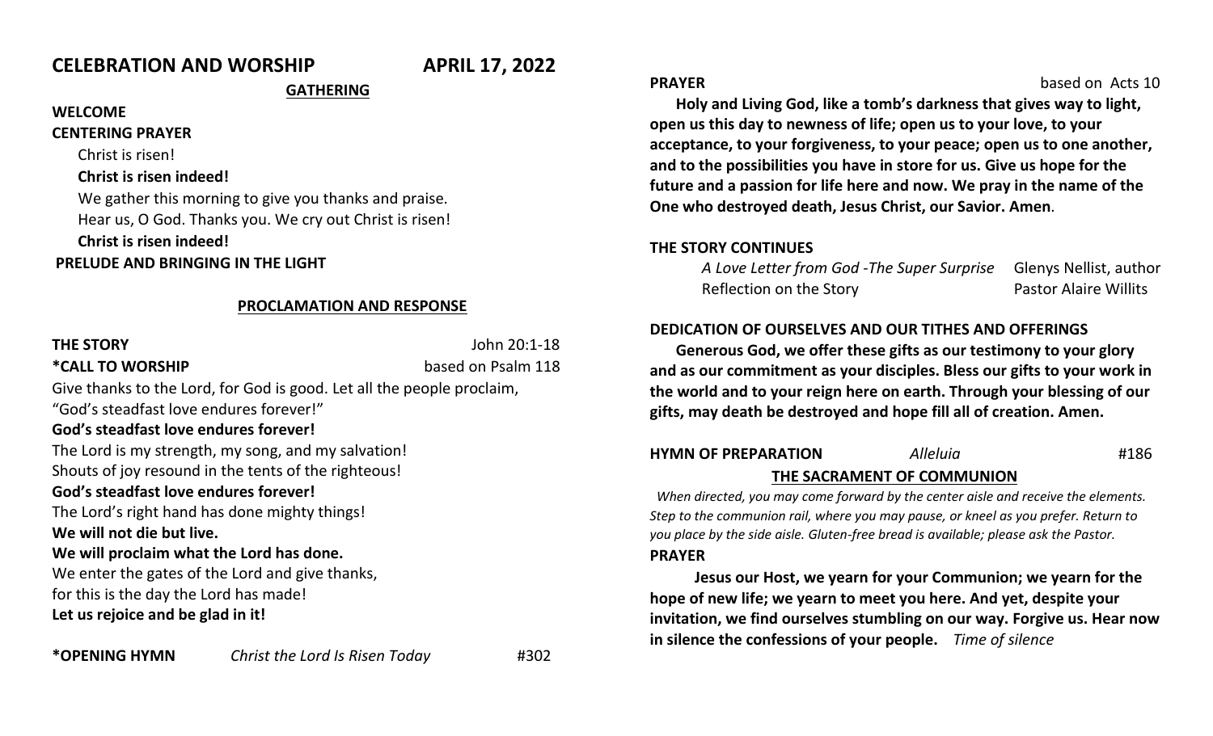# CELEBRATION AND WORSHIP APRIL 17, 2022

## GATHERING

**WELCOME**

**CENTERING PRAYER**

Christ is risen!

**Christ is risen indeed!**

We gather this morning to give you thanks and praise.
Hear us, O God. Thanks you. We cry out Christ is risen!

**Christ is risen indeed!**

**PRELUDE AND BRINGING IN THE LIGHT**

## PROCLAMATION AND RESPONSE

**THE STORY** John 20:1-18

**\*CALL TO WORSHIP** based on Psalm 118

Give thanks to the Lord, for God is good. Let all the people proclaim, "God's steadfast love endures forever!"

**God's steadfast love endures forever!**

The Lord is my strength, my song, and my salvation!
Shouts of joy resound in the tents of the righteous!

**God's steadfast love endures forever!**

The Lord's right hand has done mighty things!

**We will not die but live.**

**We will proclaim what the Lord has done.**

We enter the gates of the Lord and give thanks,
for this is the day the Lord has made!

**Let us rejoice and be glad in it!**

**\*OPENING HYMN** *Christ the Lord Is Risen Today* #302

**PRAYER** based on Acts 10

**Holy and Living God, like a tomb's darkness that gives way to light, open us this day to newness of life; open us to your love, to your acceptance, to your forgiveness, to your peace; open us to one another, and to the possibilities you have in store for us. Give us hope for the future and a passion for life here and now. We pray in the name of the One who destroyed death, Jesus Christ, our Savior. Amen**.

**THE STORY CONTINUES**

*A Love Letter from God -The Super Surprise* Glenys Nellist, author
Reflection on the Story Pastor Alaire Willits

**DEDICATION OF OURSELVES AND OUR TITHES AND OFFERINGS**

**Generous God, we offer these gifts as our testimony to your glory and as our commitment as your disciples. Bless our gifts to your work in the world and to your reign here on earth. Through your blessing of our gifts, may death be destroyed and hope fill all of creation. Amen.**

**HYMN OF PREPARATION** *Alleluia* #186

## THE SACRAMENT OF COMMUNION

*When directed, you may come forward by the center aisle and receive the elements. Step to the communion rail, where you may pause, or kneel as you prefer. Return to you place by the side aisle. Gluten-free bread is available; please ask the Pastor.*

**PRAYER**

**Jesus our Host, we yearn for your Communion; we yearn for the hope of new life; we yearn to meet you here. And yet, despite your invitation, we find ourselves stumbling on our way. Forgive us. Hear now in silence the confessions of your people.** *Time of silence*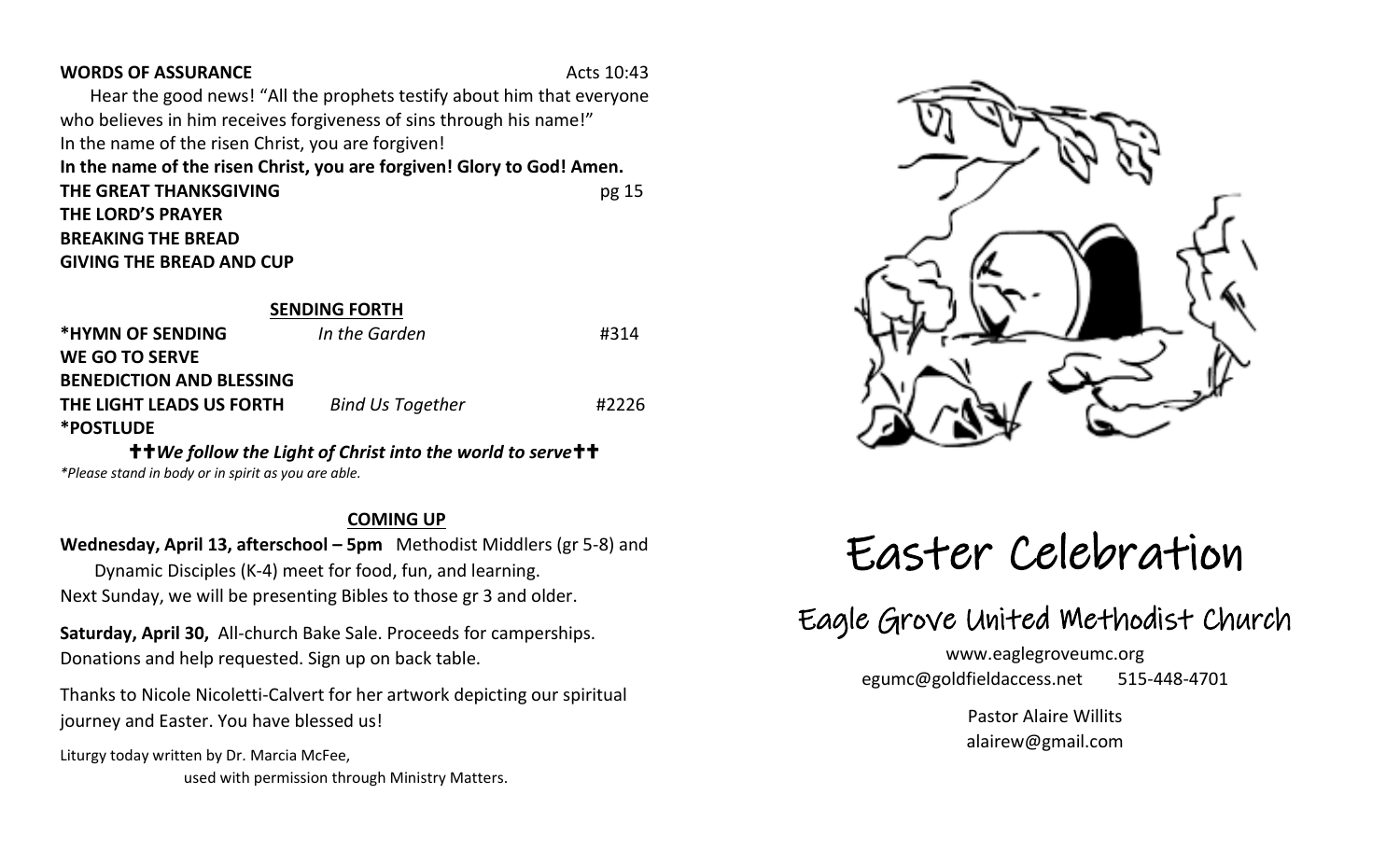**WORDS OF ASSURANCE** Acts 10:43

Hear the good news! "All the prophets testify about him that everyone who believes in him receives forgiveness of sins through his name!"
In the name of the risen Christ, you are forgiven!
**In the name of the risen Christ, you are forgiven! Glory to God! Amen.**

**THE GREAT THANKSGIVING** pg 15
**THE LORD'S PRAYER**
**BREAKING THE BREAD**
**GIVING THE BREAD AND CUP**

**SENDING FORTH**

**\*HYMN OF SENDING** *In the Garden* #314
**WE GO TO SERVE**
**BENEDICTION AND BLESSING**
**THE LIGHT LEADS US FORTH** *Bind Us Together* #2226
**\*POSTLUDE**

**✝✝*We follow the Light of Christ into the world to serve*✝✝**

*\*Please stand in body or in spirit as you are able.*

**COMING UP**

**Wednesday, April 13, afterschool – 5pm** Methodist Middlers (gr 5-8) and Dynamic Disciples (K-4) meet for food, fun, and learning.
Next Sunday, we will be presenting Bibles to those gr 3 and older.

**Saturday, April 30,** All-church Bake Sale. Proceeds for camperships. Donations and help requested. Sign up on back table.

Thanks to Nicole Nicoletti-Calvert for her artwork depicting our spiritual journey and Easter. You have blessed us!

Liturgy today written by Dr. Marcia McFee, used with permission through Ministry Matters.

# Easter Celebration

## Eagle Grove United Methodist Church

www.eaglegroveumc.org
egumc@goldfieldaccess.net 515-448-4701

Pastor Alaire Willits
alairew@gmail.com